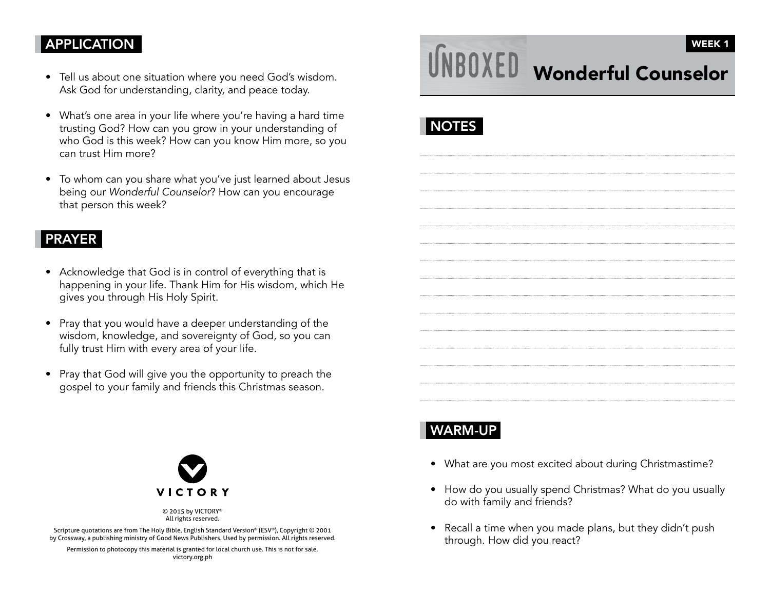## APPLICATION

- Tell us about one situation where you need God's wisdom. Ask God for understanding, clarity, and peace today.
- What's one area in your life where you're having a hard time trusting God? How can you grow in your understanding of who God is this week? How can you know Him more, so you can trust Him more?
- To whom can you share what you've just learned about Jesus being our *Wonderful Counselor*? How can you encourage that person this week?

## PRAYER

- Acknowledge that God is in control of everything that is happening in your life. Thank Him for His wisdom, which He gives you through His Holy Spirit.
- Pray that you would have a deeper understanding of the wisdom, knowledge, and sovereignty of God, so you can fully trust Him with every area of your life.
- Pray that God will give you the opportunity to preach the gospel to your family and friends this Christmas season.

VICTORY

© 2015 by VICTORY®
All rights reserved.

Scripture quotations are from The Holy Bible, English Standard Version® (ESV®), Copyright © 2001 by Crossway, a publishing ministry of Good News Publishers. Used by permission. All rights reserved.

Permission to photocopy this material is granted for local church use. This is not for sale.
victory.org.ph

# UNBOXED Wonderful Counselor

WEEK 1

## NOTES

## WARM-UP

- What are you most excited about during Christmastime?
- How do you usually spend Christmas? What do you usually do with family and friends?
- Recall a time when you made plans, but they didn't push through. How did you react?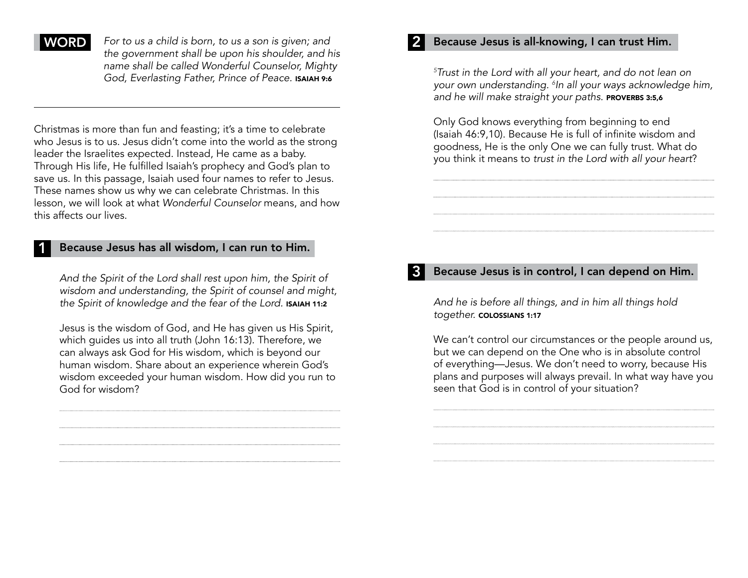**WORD** *For to us a child is born, to us a son is given; and the government shall be upon his shoulder, and his name shall be called Wonderful Counselor, Mighty God, Everlasting Father, Prince of Peace.* **ISAIAH 9:6**

---

Christmas is more than fun and feasting; it's a time to celebrate who Jesus is to us. Jesus didn't come into the world as the strong leader the Israelites expected. Instead, He came as a baby. Through His life, He fulfilled Isaiah's prophecy and God's plan to save us. In this passage, Isaiah used four names to refer to Jesus. These names show us why we can celebrate Christmas. In this lesson, we will look at what *Wonderful Counselor* means, and how this affects our lives.

## 1 Because Jesus has all wisdom, I can run to Him.

*And the Spirit of the Lord shall rest upon him, the Spirit of wisdom and understanding, the Spirit of counsel and might, the Spirit of knowledge and the fear of the Lord.* **ISAIAH 11:2**

Jesus is the wisdom of God, and He has given us His Spirit, which guides us into all truth (John 16:13). Therefore, we can always ask God for His wisdom, which is beyond our human wisdom. Share about an experience wherein God's wisdom exceeded your human wisdom. How did you run to God for wisdom?

## 2 Because Jesus is all-knowing, I can trust Him.

*[5]Trust in the Lord with all your heart, and do not lean on your own understanding. [6]In all your ways acknowledge him, and he will make straight your paths.* **PROVERBS 3:5,6**

Only God knows everything from beginning to end (Isaiah 46:9,10). Because He is full of infinite wisdom and goodness, He is the only One we can fully trust. What do you think it means to *trust in the Lord with all your heart*?

## 3 Because Jesus is in control, I can depend on Him.

*And he is before all things, and in him all things hold together.* **COLOSSIANS 1:17**

We can't control our circumstances or the people around us, but we can depend on the One who is in absolute control of everything—Jesus. We don't need to worry, because His plans and purposes will always prevail. In what way have you seen that God is in control of your situation?